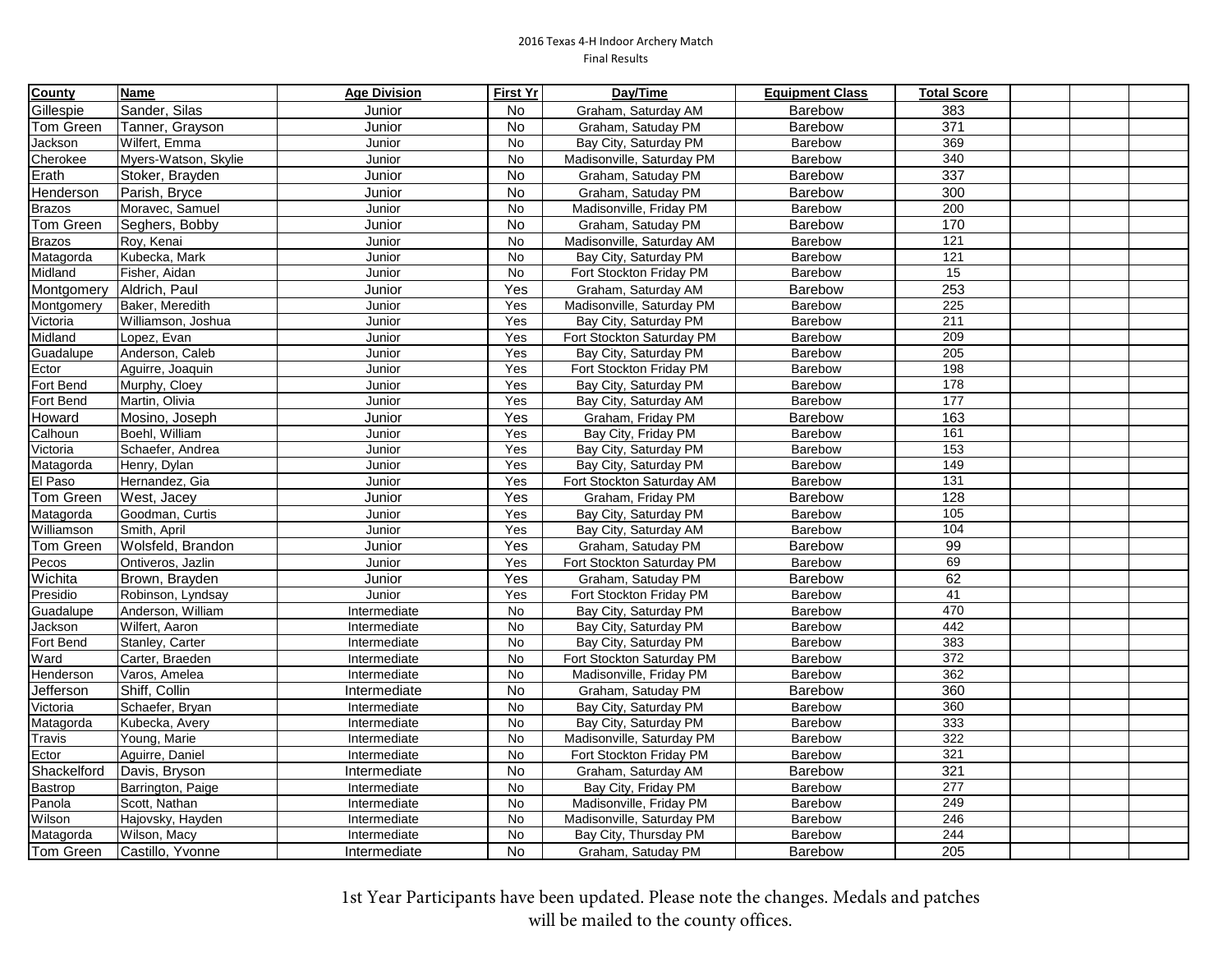2016 Texas 4-H Indoor Archery Match

Final Results

| County | Name | Age Division | First Yr | Day/Time | Equipment Class | Total Score | | | |
|---|---|---|---|---|---|---|---|---|---|
| Gillespie | Sander, Silas | Junior | No | Graham, Saturday AM | Barebow | 383 | | | |
| Tom Green | Tanner, Grayson | Junior | No | Graham, Satuday PM | Barebow | 371 | | | |
| Jackson | Wilfert, Emma | Junior | No | Bay City, Saturday PM | Barebow | 369 | | | |
| Cherokee | Myers-Watson, Skylie | Junior | No | Madisonville, Saturday PM | Barebow | 340 | | | |
| Erath | Stoker, Brayden | Junior | No | Graham, Satuday PM | Barebow | 337 | | | |
| Henderson | Parish, Bryce | Junior | No | Graham, Satuday PM | Barebow | 300 | | | |
| Brazos | Moravec, Samuel | Junior | No | Madisonville, Friday PM | Barebow | 200 | | | |
| Tom Green | Seghers, Bobby | Junior | No | Graham, Satuday PM | Barebow | 170 | | | |
| Brazos | Roy, Kenai | Junior | No | Madisonville, Saturday AM | Barebow | 121 | | | |
| Matagorda | Kubecka, Mark | Junior | No | Bay City, Saturday PM | Barebow | 121 | | | |
| Midland | Fisher, Aidan | Junior | No | Fort Stockton Friday PM | Barebow | 15 | | | |
| Montgomery | Aldrich, Paul | Junior | Yes | Graham, Saturday AM | Barebow | 253 | | | |
| Montgomery | Baker, Meredith | Junior | Yes | Madisonville, Saturday PM | Barebow | 225 | | | |
| Victoria | Williamson, Joshua | Junior | Yes | Bay City, Saturday PM | Barebow | 211 | | | |
| Midland | Lopez, Evan | Junior | Yes | Fort Stockton Saturday PM | Barebow | 209 | | | |
| Guadalupe | Anderson, Caleb | Junior | Yes | Bay City, Saturday PM | Barebow | 205 | | | |
| Ector | Aguirre, Joaquin | Junior | Yes | Fort Stockton Friday PM | Barebow | 198 | | | |
| Fort Bend | Murphy, Cloey | Junior | Yes | Bay City, Saturday PM | Barebow | 178 | | | |
| Fort Bend | Martin, Olivia | Junior | Yes | Bay City, Saturday AM | Barebow | 177 | | | |
| Howard | Mosino, Joseph | Junior | Yes | Graham, Friday PM | Barebow | 163 | | | |
| Calhoun | Boehl, William | Junior | Yes | Bay City, Friday PM | Barebow | 161 | | | |
| Victoria | Schaefer, Andrea | Junior | Yes | Bay City, Saturday PM | Barebow | 153 | | | |
| Matagorda | Henry, Dylan | Junior | Yes | Bay City, Saturday PM | Barebow | 149 | | | |
| El Paso | Hernandez, Gia | Junior | Yes | Fort Stockton Saturday AM | Barebow | 131 | | | |
| Tom Green | West, Jacey | Junior | Yes | Graham, Friday PM | Barebow | 128 | | | |
| Matagorda | Goodman, Curtis | Junior | Yes | Bay City, Saturday PM | Barebow | 105 | | | |
| Williamson | Smith, April | Junior | Yes | Bay City, Saturday AM | Barebow | 104 | | | |
| Tom Green | Wolsfeld, Brandon | Junior | Yes | Graham, Satuday PM | Barebow | 99 | | | |
| Pecos | Ontiveros, Jazlin | Junior | Yes | Fort Stockton Saturday PM | Barebow | 69 | | | |
| Wichita | Brown, Brayden | Junior | Yes | Graham, Satuday PM | Barebow | 62 | | | |
| Presidio | Robinson, Lyndsay | Junior | Yes | Fort Stockton Friday PM | Barebow | 41 | | | |
| Guadalupe | Anderson, William | Intermediate | No | Bay City, Saturday PM | Barebow | 470 | | | |
| Jackson | Wilfert, Aaron | Intermediate | No | Bay City, Saturday PM | Barebow | 442 | | | |
| Fort Bend | Stanley, Carter | Intermediate | No | Bay City, Saturday PM | Barebow | 383 | | | |
| Ward | Carter, Braeden | Intermediate | No | Fort Stockton Saturday PM | Barebow | 372 | | | |
| Henderson | Varos, Amelea | Intermediate | No | Madisonville, Friday PM | Barebow | 362 | | | |
| Jefferson | Shiff, Collin | Intermediate | No | Graham, Satuday PM | Barebow | 360 | | | |
| Victoria | Schaefer, Bryan | Intermediate | No | Bay City, Saturday PM | Barebow | 360 | | | |
| Matagorda | Kubecka, Avery | Intermediate | No | Bay City, Saturday PM | Barebow | 333 | | | |
| Travis | Young, Marie | Intermediate | No | Madisonville, Saturday PM | Barebow | 322 | | | |
| Ector | Aguirre, Daniel | Intermediate | No | Fort Stockton Friday PM | Barebow | 321 | | | |
| Shackelford | Davis, Bryson | Intermediate | No | Graham, Saturday AM | Barebow | 321 | | | |
| Bastrop | Barrington, Paige | Intermediate | No | Bay City, Friday PM | Barebow | 277 | | | |
| Panola | Scott, Nathan | Intermediate | No | Madisonville, Friday PM | Barebow | 249 | | | |
| Wilson | Hajovsky, Hayden | Intermediate | No | Madisonville, Saturday PM | Barebow | 246 | | | |
| Matagorda | Wilson, Macy | Intermediate | No | Bay City, Thursday PM | Barebow | 244 | | | |
| Tom Green | Castillo, Yvonne | Intermediate | No | Graham, Satuday PM | Barebow | 205 | | | |

1st Year Participants have been updated. Please note the changes. Medals and patches will be mailed to the county offices.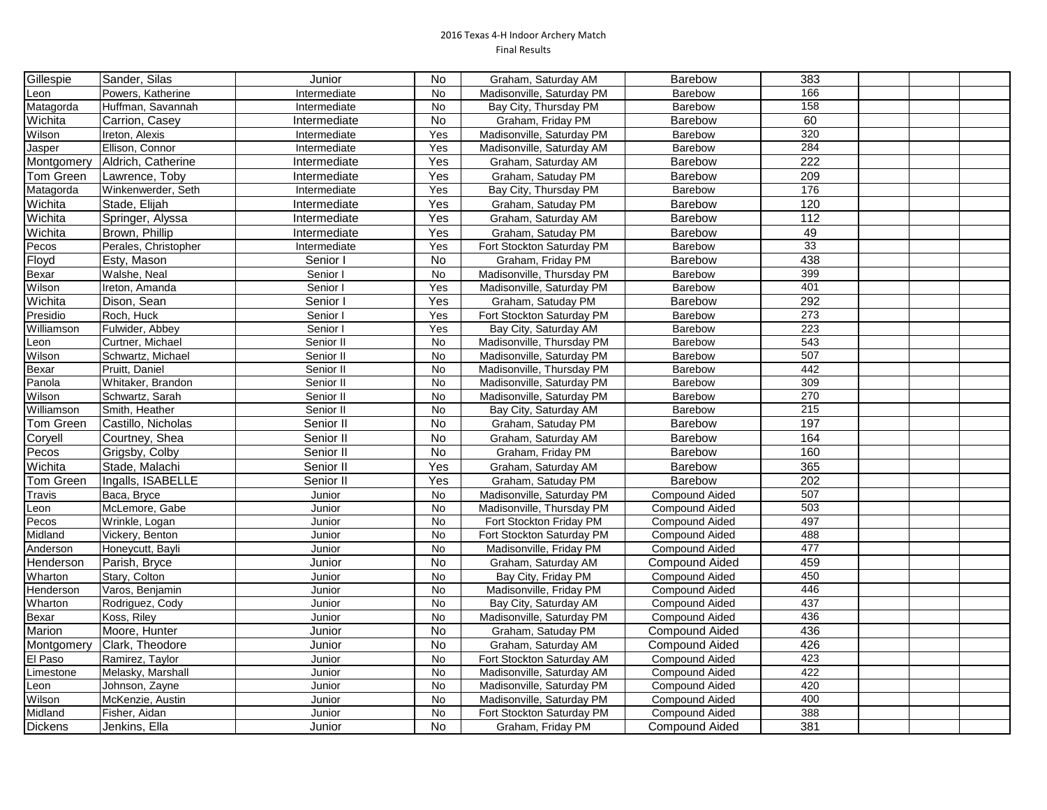2016 Texas 4-H Indoor Archery Match

Final Results

| | | | | | | | | | |
|---|---|---|---|---|---|---|---|---|---|
| Gillespie | Sander, Silas | Junior | No | Graham, Saturday AM | Barebow | 383 | | | |
| Leon | Powers, Katherine | Intermediate | No | Madisonville, Saturday PM | Barebow | 166 | | | |
| Matagorda | Huffman, Savannah | Intermediate | No | Bay City, Thursday PM | Barebow | 158 | | | |
| Wichita | Carrion, Casey | Intermediate | No | Graham, Friday PM | Barebow | 60 | | | |
| Wilson | Ireton, Alexis | Intermediate | Yes | Madisonville, Saturday PM | Barebow | 320 | | | |
| Jasper | Ellison, Connor | Intermediate | Yes | Madisonville, Saturday AM | Barebow | 284 | | | |
| Montgomery | Aldrich, Catherine | Intermediate | Yes | Graham, Saturday AM | Barebow | 222 | | | |
| Tom Green | Lawrence, Toby | Intermediate | Yes | Graham, Satuday PM | Barebow | 209 | | | |
| Matagorda | Winkenwerder, Seth | Intermediate | Yes | Bay City, Thursday PM | Barebow | 176 | | | |
| Wichita | Stade, Elijah | Intermediate | Yes | Graham, Satuday PM | Barebow | 120 | | | |
| Wichita | Springer, Alyssa | Intermediate | Yes | Graham, Saturday AM | Barebow | 112 | | | |
| Wichita | Brown, Phillip | Intermediate | Yes | Graham, Satuday PM | Barebow | 49 | | | |
| Pecos | Perales, Christopher | Intermediate | Yes | Fort Stockton Saturday PM | Barebow | 33 | | | |
| Floyd | Esty, Mason | Senior I | No | Graham, Friday PM | Barebow | 438 | | | |
| Bexar | Walshe, Neal | Senior I | No | Madisonville, Thursday PM | Barebow | 399 | | | |
| Wilson | Ireton, Amanda | Senior I | Yes | Madisonville, Saturday PM | Barebow | 401 | | | |
| Wichita | Dison, Sean | Senior I | Yes | Graham, Satuday PM | Barebow | 292 | | | |
| Presidio | Roch, Huck | Senior I | Yes | Fort Stockton Saturday PM | Barebow | 273 | | | |
| Williamson | Fulwider, Abbey | Senior I | Yes | Bay City, Saturday AM | Barebow | 223 | | | |
| Leon | Curtner, Michael | Senior II | No | Madisonville, Thursday PM | Barebow | 543 | | | |
| Wilson | Schwartz, Michael | Senior II | No | Madisonville, Saturday PM | Barebow | 507 | | | |
| Bexar | Pruitt, Daniel | Senior II | No | Madisonville, Thursday PM | Barebow | 442 | | | |
| Panola | Whitaker, Brandon | Senior II | No | Madisonville, Saturday PM | Barebow | 309 | | | |
| Wilson | Schwartz, Sarah | Senior II | No | Madisonville, Saturday PM | Barebow | 270 | | | |
| Williamson | Smith, Heather | Senior II | No | Bay City, Saturday AM | Barebow | 215 | | | |
| Tom Green | Castillo, Nicholas | Senior II | No | Graham, Satuday PM | Barebow | 197 | | | |
| Coryell | Courtney, Shea | Senior II | No | Graham, Saturday AM | Barebow | 164 | | | |
| Pecos | Grigsby, Colby | Senior II | No | Graham, Friday PM | Barebow | 160 | | | |
| Wichita | Stade, Malachi | Senior II | Yes | Graham, Saturday AM | Barebow | 365 | | | |
| Tom Green | Ingalls, ISABELLE | Senior II | Yes | Graham, Satuday PM | Barebow | 202 | | | |
| Travis | Baca, Bryce | Junior | No | Madisonville, Saturday PM | Compound Aided | 507 | | | |
| Leon | McLemore, Gabe | Junior | No | Madisonville, Thursday PM | Compound Aided | 503 | | | |
| Pecos | Wrinkle, Logan | Junior | No | Fort Stockton Friday PM | Compound Aided | 497 | | | |
| Midland | Vickery, Benton | Junior | No | Fort Stockton Saturday PM | Compound Aided | 488 | | | |
| Anderson | Honeycutt, Bayli | Junior | No | Madisonville, Friday PM | Compound Aided | 477 | | | |
| Henderson | Parish, Bryce | Junior | No | Graham, Saturday AM | Compound Aided | 459 | | | |
| Wharton | Stary, Colton | Junior | No | Bay City, Friday PM | Compound Aided | 450 | | | |
| Henderson | Varos, Benjamin | Junior | No | Madisonville, Friday PM | Compound Aided | 446 | | | |
| Wharton | Rodriguez, Cody | Junior | No | Bay City, Saturday AM | Compound Aided | 437 | | | |
| Bexar | Koss, Riley | Junior | No | Madisonville, Saturday PM | Compound Aided | 436 | | | |
| Marion | Moore, Hunter | Junior | No | Graham, Satuday PM | Compound Aided | 436 | | | |
| Montgomery | Clark, Theodore | Junior | No | Graham, Saturday AM | Compound Aided | 426 | | | |
| El Paso | Ramirez, Taylor | Junior | No | Fort Stockton Saturday AM | Compound Aided | 423 | | | |
| Limestone | Melasky, Marshall | Junior | No | Madisonville, Saturday AM | Compound Aided | 422 | | | |
| Leon | Johnson, Zayne | Junior | No | Madisonville, Saturday PM | Compound Aided | 420 | | | |
| Wilson | McKenzie, Austin | Junior | No | Madisonville, Saturday PM | Compound Aided | 400 | | | |
| Midland | Fisher, Aidan | Junior | No | Fort Stockton Saturday PM | Compound Aided | 388 | | | |
| Dickens | Jenkins, Ella | Junior | No | Graham, Friday PM | Compound Aided | 381 | | | |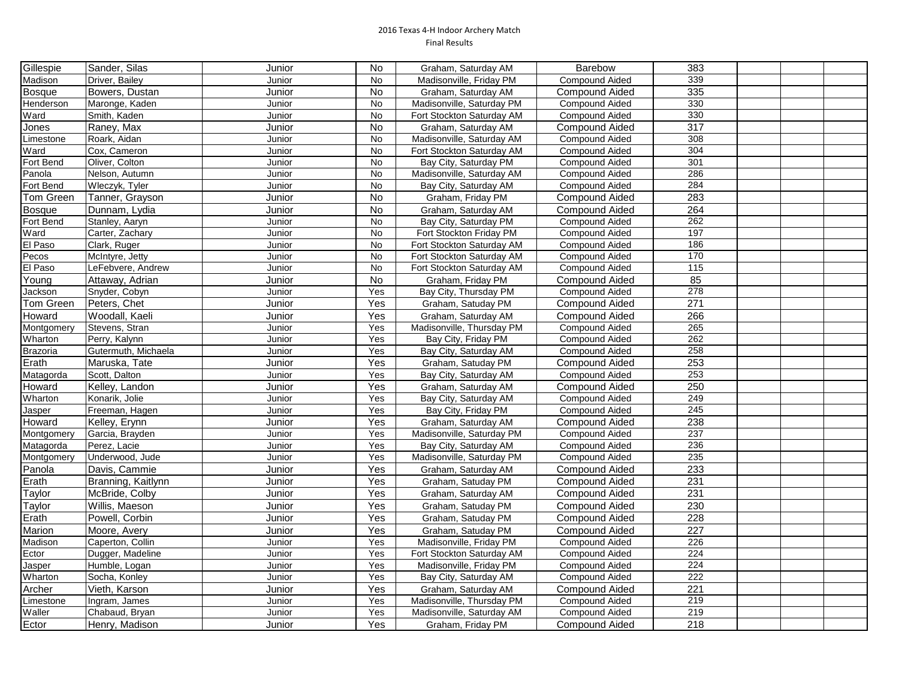2016 Texas 4-H Indoor Archery Match
Final Results

| | | | | | | | | | |
|---|---|---|---|---|---|---|---|---|---|
| Gillespie | Sander, Silas | Junior | No | Graham, Saturday AM | Barebow | 383 | | | |
| Madison | Driver, Bailey | Junior | No | Madisonville, Friday PM | Compound Aided | 339 | | | |
| Bosque | Bowers, Dustan | Junior | No | Graham, Saturday AM | Compound Aided | 335 | | | |
| Henderson | Maronge, Kaden | Junior | No | Madisonville, Saturday PM | Compound Aided | 330 | | | |
| Ward | Smith, Kaden | Junior | No | Fort Stockton Saturday AM | Compound Aided | 330 | | | |
| Jones | Raney, Max | Junior | No | Graham, Saturday AM | Compound Aided | 317 | | | |
| Limestone | Roark, Aidan | Junior | No | Madisonville, Saturday AM | Compound Aided | 308 | | | |
| Ward | Cox, Cameron | Junior | No | Fort Stockton Saturday AM | Compound Aided | 304 | | | |
| Fort Bend | Oliver, Colton | Junior | No | Bay City, Saturday PM | Compound Aided | 301 | | | |
| Panola | Nelson, Autumn | Junior | No | Madisonville, Saturday AM | Compound Aided | 286 | | | |
| Fort Bend | Wleczyk, Tyler | Junior | No | Bay City, Saturday AM | Compound Aided | 284 | | | |
| Tom Green | Tanner, Grayson | Junior | No | Graham, Friday PM | Compound Aided | 283 | | | |
| Bosque | Dunnam, Lydia | Junior | No | Graham, Saturday AM | Compound Aided | 264 | | | |
| Fort Bend | Stanley, Aaryn | Junior | No | Bay City, Saturday PM | Compound Aided | 262 | | | |
| Ward | Carter, Zachary | Junior | No | Fort Stockton Friday PM | Compound Aided | 197 | | | |
| El Paso | Clark, Ruger | Junior | No | Fort Stockton Saturday AM | Compound Aided | 186 | | | |
| Pecos | McIntyre, Jetty | Junior | No | Fort Stockton Saturday AM | Compound Aided | 170 | | | |
| El Paso | LeFebvere, Andrew | Junior | No | Fort Stockton Saturday AM | Compound Aided | 115 | | | |
| Young | Attaway, Adrian | Junior | No | Graham, Friday PM | Compound Aided | 85 | | | |
| Jackson | Snyder, Cobyn | Junior | Yes | Bay City, Thursday PM | Compound Aided | 278 | | | |
| Tom Green | Peters, Chet | Junior | Yes | Graham, Satuday PM | Compound Aided | 271 | | | |
| Howard | Woodall, Kaeli | Junior | Yes | Graham, Saturday AM | Compound Aided | 266 | | | |
| Montgomery | Stevens, Stran | Junior | Yes | Madisonville, Thursday PM | Compound Aided | 265 | | | |
| Wharton | Perry, Kalynn | Junior | Yes | Bay City, Friday PM | Compound Aided | 262 | | | |
| Brazoria | Gutermuth, Michaela | Junior | Yes | Bay City, Saturday AM | Compound Aided | 258 | | | |
| Erath | Maruska, Tate | Junior | Yes | Graham, Satuday PM | Compound Aided | 253 | | | |
| Matagorda | Scott, Dalton | Junior | Yes | Bay City, Saturday AM | Compound Aided | 253 | | | |
| Howard | Kelley, Landon | Junior | Yes | Graham, Saturday AM | Compound Aided | 250 | | | |
| Wharton | Konarik, Jolie | Junior | Yes | Bay City, Saturday AM | Compound Aided | 249 | | | |
| Jasper | Freeman, Hagen | Junior | Yes | Bay City, Friday PM | Compound Aided | 245 | | | |
| Howard | Kelley, Erynn | Junior | Yes | Graham, Saturday AM | Compound Aided | 238 | | | |
| Montgomery | Garcia, Brayden | Junior | Yes | Madisonville, Saturday PM | Compound Aided | 237 | | | |
| Matagorda | Perez, Lacie | Junior | Yes | Bay City, Saturday AM | Compound Aided | 236 | | | |
| Montgomery | Underwood, Jude | Junior | Yes | Madisonville, Saturday PM | Compound Aided | 235 | | | |
| Panola | Davis, Cammie | Junior | Yes | Graham, Saturday AM | Compound Aided | 233 | | | |
| Erath | Branning, Kaitlynn | Junior | Yes | Graham, Satuday PM | Compound Aided | 231 | | | |
| Taylor | McBride, Colby | Junior | Yes | Graham, Saturday AM | Compound Aided | 231 | | | |
| Taylor | Willis, Maeson | Junior | Yes | Graham, Satuday PM | Compound Aided | 230 | | | |
| Erath | Powell, Corbin | Junior | Yes | Graham, Satuday PM | Compound Aided | 228 | | | |
| Marion | Moore, Avery | Junior | Yes | Graham, Satuday PM | Compound Aided | 227 | | | |
| Madison | Caperton, Collin | Junior | Yes | Madisonville, Friday PM | Compound Aided | 226 | | | |
| Ector | Dugger, Madeline | Junior | Yes | Fort Stockton Saturday AM | Compound Aided | 224 | | | |
| Jasper | Humble, Logan | Junior | Yes | Madisonville, Friday PM | Compound Aided | 224 | | | |
| Wharton | Socha, Konley | Junior | Yes | Bay City, Saturday AM | Compound Aided | 222 | | | |
| Archer | Vieth, Karson | Junior | Yes | Graham, Saturday AM | Compound Aided | 221 | | | |
| Limestone | Ingram, James | Junior | Yes | Madisonville, Thursday PM | Compound Aided | 219 | | | |
| Waller | Chabaud, Bryan | Junior | Yes | Madisonville, Saturday AM | Compound Aided | 219 | | | |
| Ector | Henry, Madison | Junior | Yes | Graham, Friday PM | Compound Aided | 218 | | | |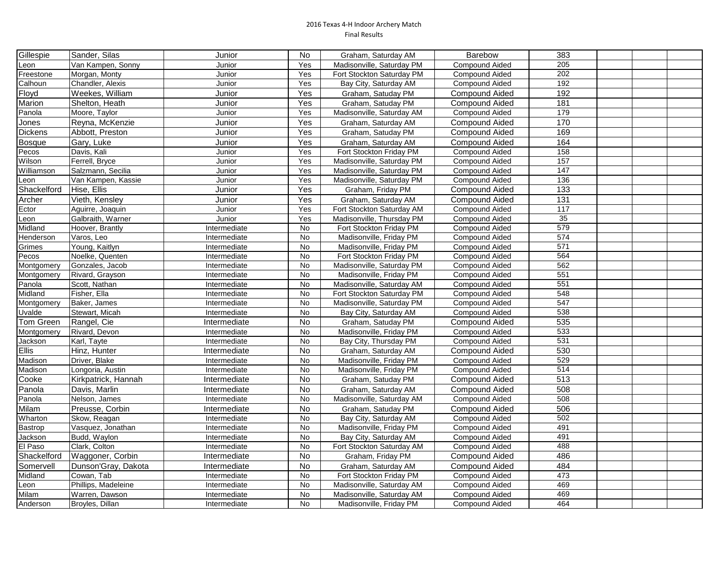2016 Texas 4-H Indoor Archery Match

Final Results

| | | | | | | | | | |
|---|---|---|---|---|---|---|---|---|---|
| Gillespie | Sander, Silas | Junior | No | Graham, Saturday AM | Barebow | 383 | | | |
| Leon | Van Kampen, Sonny | Junior | Yes | Madisonville, Saturday PM | Compound Aided | 205 | | | |
| Freestone | Morgan, Monty | Junior | Yes | Fort Stockton Saturday PM | Compound Aided | 202 | | | |
| Calhoun | Chandler, Alexis | Junior | Yes | Bay City, Saturday AM | Compound Aided | 192 | | | |
| Floyd | Weekes, William | Junior | Yes | Graham, Satuday PM | Compound Aided | 192 | | | |
| Marion | Shelton, Heath | Junior | Yes | Graham, Satuday PM | Compound Aided | 181 | | | |
| Panola | Moore, Taylor | Junior | Yes | Madisonville, Saturday AM | Compound Aided | 179 | | | |
| Jones | Reyna, McKenzie | Junior | Yes | Graham, Saturday AM | Compound Aided | 170 | | | |
| Dickens | Abbott, Preston | Junior | Yes | Graham, Satuday PM | Compound Aided | 169 | | | |
| Bosque | Gary, Luke | Junior | Yes | Graham, Saturday AM | Compound Aided | 164 | | | |
| Pecos | Davis, Kali | Junior | Yes | Fort Stockton Friday PM | Compound Aided | 158 | | | |
| Wilson | Ferrell, Bryce | Junior | Yes | Madisonville, Saturday PM | Compound Aided | 157 | | | |
| Williamson | Salzmann, Secilia | Junior | Yes | Madisonville, Saturday PM | Compound Aided | 147 | | | |
| Leon | Van Kampen, Kassie | Junior | Yes | Madisonville, Saturday PM | Compound Aided | 136 | | | |
| Shackelford | Hise, Ellis | Junior | Yes | Graham, Friday PM | Compound Aided | 133 | | | |
| Archer | Vieth, Kensley | Junior | Yes | Graham, Saturday AM | Compound Aided | 131 | | | |
| Ector | Aguirre, Joaquin | Junior | Yes | Fort Stockton Saturday AM | Compound Aided | 117 | | | |
| Leon | Galbraith, Warner | Junior | Yes | Madisonville, Thursday PM | Compound Aided | 35 | | | |
| Midland | Hoover, Brantly | Intermediate | No | Fort Stockton Friday PM | Compound Aided | 579 | | | |
| Henderson | Varos, Leo | Intermediate | No | Madisonville, Friday PM | Compound Aided | 574 | | | |
| Grimes | Young, Kaitlyn | Intermediate | No | Madisonville, Friday PM | Compound Aided | 571 | | | |
| Pecos | Noelke, Quenten | Intermediate | No | Fort Stockton Friday PM | Compound Aided | 564 | | | |
| Montgomery | Gonzales, Jacob | Intermediate | No | Madisonville, Saturday PM | Compound Aided | 562 | | | |
| Montgomery | Rivard, Grayson | Intermediate | No | Madisonville, Friday PM | Compound Aided | 551 | | | |
| Panola | Scott, Nathan | Intermediate | No | Madisonville, Saturday AM | Compound Aided | 551 | | | |
| Midland | Fisher, Ella | Intermediate | No | Fort Stockton Saturday PM | Compound Aided | 548 | | | |
| Montgomery | Baker, James | Intermediate | No | Madisonville, Saturday PM | Compound Aided | 547 | | | |
| Uvalde | Stewart, Micah | Intermediate | No | Bay City, Saturday AM | Compound Aided | 538 | | | |
| Tom Green | Rangel, Cie | Intermediate | No | Graham, Satuday PM | Compound Aided | 535 | | | |
| Montgomery | Rivard, Devon | Intermediate | No | Madisonville, Friday PM | Compound Aided | 533 | | | |
| Jackson | Karl, Tayte | Intermediate | No | Bay City, Thursday PM | Compound Aided | 531 | | | |
| Ellis | Hinz, Hunter | Intermediate | No | Graham, Saturday AM | Compound Aided | 530 | | | |
| Madison | Driver, Blake | Intermediate | No | Madisonville, Friday PM | Compound Aided | 529 | | | |
| Madison | Longoria, Austin | Intermediate | No | Madisonville, Friday PM | Compound Aided | 514 | | | |
| Cooke | Kirkpatrick, Hannah | Intermediate | No | Graham, Satuday PM | Compound Aided | 513 | | | |
| Panola | Davis, Marlin | Intermediate | No | Graham, Saturday AM | Compound Aided | 508 | | | |
| Panola | Nelson, James | Intermediate | No | Madisonville, Saturday AM | Compound Aided | 508 | | | |
| Milam | Preusse, Corbin | Intermediate | No | Graham, Satuday PM | Compound Aided | 506 | | | |
| Wharton | Skow, Reagan | Intermediate | No | Bay City, Saturday AM | Compound Aided | 502 | | | |
| Bastrop | Vasquez, Jonathan | Intermediate | No | Madisonville, Friday PM | Compound Aided | 491 | | | |
| Jackson | Budd, Waylon | Intermediate | No | Bay City, Saturday AM | Compound Aided | 491 | | | |
| El Paso | Clark, Colton | Intermediate | No | Fort Stockton Saturday AM | Compound Aided | 488 | | | |
| Shackelford | Waggoner, Corbin | Intermediate | No | Graham, Friday PM | Compound Aided | 486 | | | |
| Somervell | Dunson'Gray, Dakota | Intermediate | No | Graham, Saturday AM | Compound Aided | 484 | | | |
| Midland | Cowan, Tab | Intermediate | No | Fort Stockton Friday PM | Compound Aided | 473 | | | |
| Leon | Phillips, Madeleine | Intermediate | No | Madisonville, Saturday AM | Compound Aided | 469 | | | |
| Milam | Warren, Dawson | Intermediate | No | Madisonville, Saturday AM | Compound Aided | 469 | | | |
| Anderson | Broyles, Dillan | Intermediate | No | Madisonville, Friday PM | Compound Aided | 464 | | | |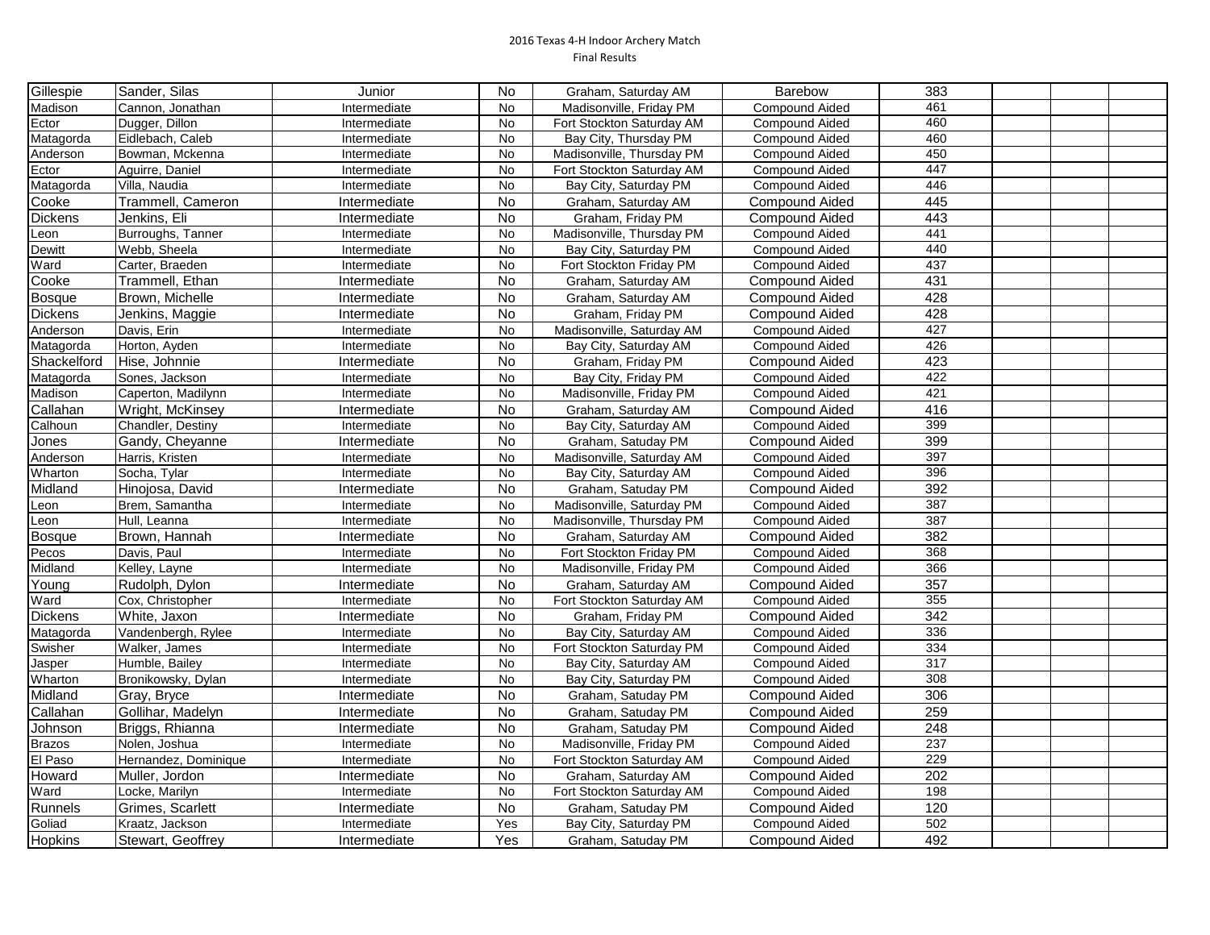2016 Texas 4-H Indoor Archery Match

Final Results

| | | | | | | | | | |
|---|---|---|---|---|---|---|---|---|---|
| Gillespie | Sander, Silas | Junior | No | Graham, Saturday AM | Barebow | 383 | | | |
| Madison | Cannon, Jonathan | Intermediate | No | Madisonville, Friday PM | Compound Aided | 461 | | | |
| Ector | Dugger, Dillon | Intermediate | No | Fort Stockton Saturday AM | Compound Aided | 460 | | | |
| Matagorda | Eidlebach, Caleb | Intermediate | No | Bay City, Thursday PM | Compound Aided | 460 | | | |
| Anderson | Bowman, Mckenna | Intermediate | No | Madisonville, Thursday PM | Compound Aided | 450 | | | |
| Ector | Aguirre, Daniel | Intermediate | No | Fort Stockton Saturday AM | Compound Aided | 447 | | | |
| Matagorda | Villa, Naudia | Intermediate | No | Bay City, Saturday PM | Compound Aided | 446 | | | |
| Cooke | Trammell, Cameron | Intermediate | No | Graham, Saturday AM | Compound Aided | 445 | | | |
| Dickens | Jenkins, Eli | Intermediate | No | Graham, Friday PM | Compound Aided | 443 | | | |
| Leon | Burroughs, Tanner | Intermediate | No | Madisonville, Thursday PM | Compound Aided | 441 | | | |
| Dewitt | Webb, Sheela | Intermediate | No | Bay City, Saturday PM | Compound Aided | 440 | | | |
| Ward | Carter, Braeden | Intermediate | No | Fort Stockton Friday PM | Compound Aided | 437 | | | |
| Cooke | Trammell, Ethan | Intermediate | No | Graham, Saturday AM | Compound Aided | 431 | | | |
| Bosque | Brown, Michelle | Intermediate | No | Graham, Saturday AM | Compound Aided | 428 | | | |
| Dickens | Jenkins, Maggie | Intermediate | No | Graham, Friday PM | Compound Aided | 428 | | | |
| Anderson | Davis, Erin | Intermediate | No | Madisonville, Saturday AM | Compound Aided | 427 | | | |
| Matagorda | Horton, Ayden | Intermediate | No | Bay City, Saturday AM | Compound Aided | 426 | | | |
| Shackelford | Hise, Johnnie | Intermediate | No | Graham, Friday PM | Compound Aided | 423 | | | |
| Matagorda | Sones, Jackson | Intermediate | No | Bay City, Friday PM | Compound Aided | 422 | | | |
| Madison | Caperton, Madilynn | Intermediate | No | Madisonville, Friday PM | Compound Aided | 421 | | | |
| Callahan | Wright, McKinsey | Intermediate | No | Graham, Saturday AM | Compound Aided | 416 | | | |
| Calhoun | Chandler, Destiny | Intermediate | No | Bay City, Saturday AM | Compound Aided | 399 | | | |
| Jones | Gandy, Cheyanne | Intermediate | No | Graham, Satuday PM | Compound Aided | 399 | | | |
| Anderson | Harris, Kristen | Intermediate | No | Madisonville, Saturday AM | Compound Aided | 397 | | | |
| Wharton | Socha, Tylar | Intermediate | No | Bay City, Saturday AM | Compound Aided | 396 | | | |
| Midland | Hinojosa, David | Intermediate | No | Graham, Satuday PM | Compound Aided | 392 | | | |
| Leon | Brem, Samantha | Intermediate | No | Madisonville, Saturday PM | Compound Aided | 387 | | | |
| Leon | Hull, Leanna | Intermediate | No | Madisonville, Thursday PM | Compound Aided | 387 | | | |
| Bosque | Brown, Hannah | Intermediate | No | Graham, Saturday AM | Compound Aided | 382 | | | |
| Pecos | Davis, Paul | Intermediate | No | Fort Stockton Friday PM | Compound Aided | 368 | | | |
| Midland | Kelley, Layne | Intermediate | No | Madisonville, Friday PM | Compound Aided | 366 | | | |
| Young | Rudolph, Dylon | Intermediate | No | Graham, Saturday AM | Compound Aided | 357 | | | |
| Ward | Cox, Christopher | Intermediate | No | Fort Stockton Saturday AM | Compound Aided | 355 | | | |
| Dickens | White, Jaxon | Intermediate | No | Graham, Friday PM | Compound Aided | 342 | | | |
| Matagorda | Vandenbergh, Rylee | Intermediate | No | Bay City, Saturday AM | Compound Aided | 336 | | | |
| Swisher | Walker, James | Intermediate | No | Fort Stockton Saturday PM | Compound Aided | 334 | | | |
| Jasper | Humble, Bailey | Intermediate | No | Bay City, Saturday AM | Compound Aided | 317 | | | |
| Wharton | Bronikowsky, Dylan | Intermediate | No | Bay City, Saturday PM | Compound Aided | 308 | | | |
| Midland | Gray, Bryce | Intermediate | No | Graham, Satuday PM | Compound Aided | 306 | | | |
| Callahan | Gollihar, Madelyn | Intermediate | No | Graham, Satuday PM | Compound Aided | 259 | | | |
| Johnson | Briggs, Rhianna | Intermediate | No | Graham, Satuday PM | Compound Aided | 248 | | | |
| Brazos | Nolen, Joshua | Intermediate | No | Madisonville, Friday PM | Compound Aided | 237 | | | |
| El Paso | Hernandez, Dominique | Intermediate | No | Fort Stockton Saturday AM | Compound Aided | 229 | | | |
| Howard | Muller, Jordon | Intermediate | No | Graham, Saturday AM | Compound Aided | 202 | | | |
| Ward | Locke, Marilyn | Intermediate | No | Fort Stockton Saturday AM | Compound Aided | 198 | | | |
| Runnels | Grimes, Scarlett | Intermediate | No | Graham, Satuday PM | Compound Aided | 120 | | | |
| Goliad | Kraatz, Jackson | Intermediate | Yes | Bay City, Saturday PM | Compound Aided | 502 | | | |
| Hopkins | Stewart, Geoffrey | Intermediate | Yes | Graham, Satuday PM | Compound Aided | 492 | | | |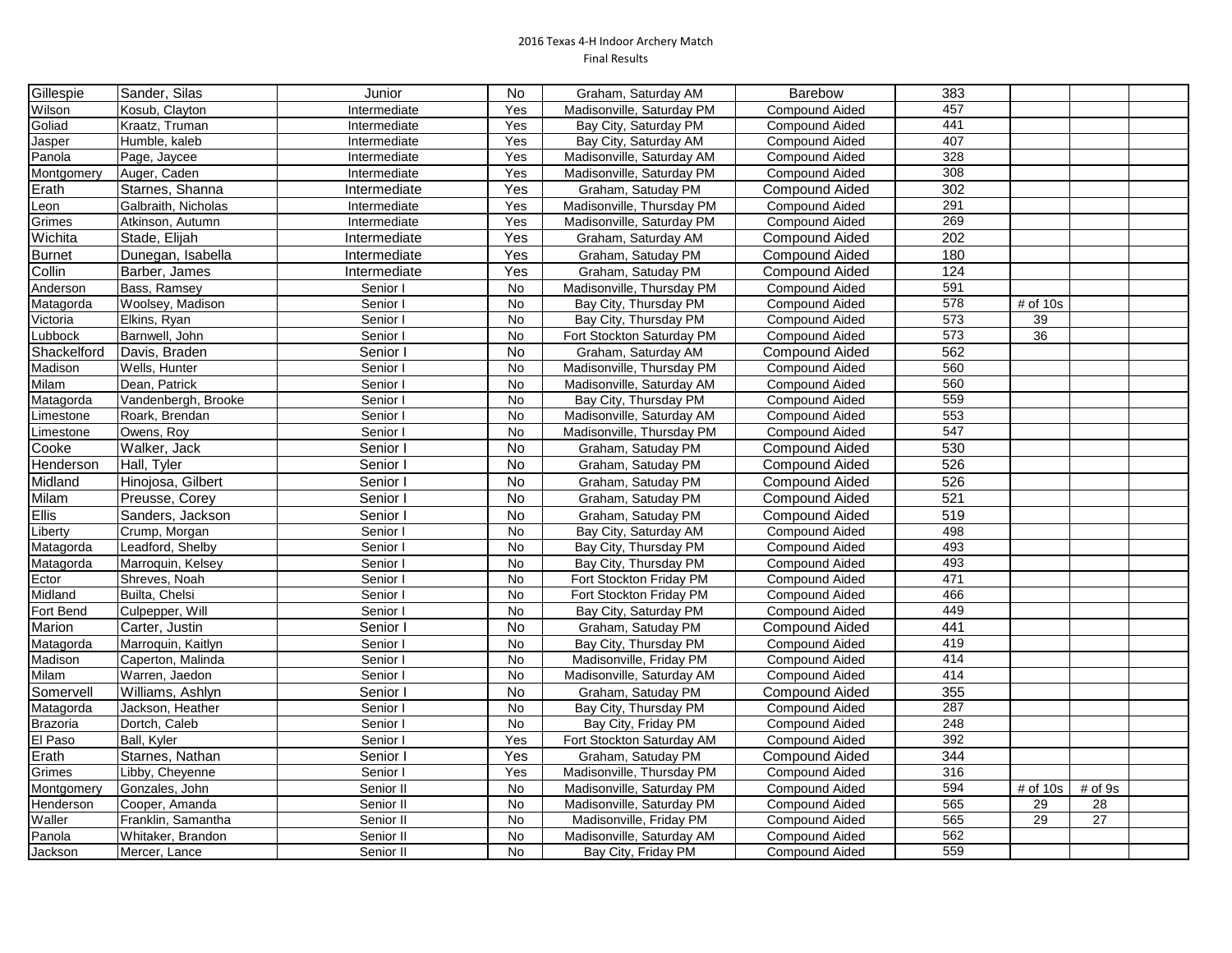2016 Texas 4-H Indoor Archery Match

Final Results

| | | | | | | | | | |
|---|---|---|---|---|---|---|---|---|---|
| Gillespie | Sander, Silas | Junior | No | Graham, Saturday AM | Barebow | 383 | | | |
| Wilson | Kosub, Clayton | Intermediate | Yes | Madisonville, Saturday PM | Compound Aided | 457 | | | |
| Goliad | Kraatz, Truman | Intermediate | Yes | Bay City, Saturday PM | Compound Aided | 441 | | | |
| Jasper | Humble, kaleb | Intermediate | Yes | Bay City, Saturday AM | Compound Aided | 407 | | | |
| Panola | Page, Jaycee | Intermediate | Yes | Madisonville, Saturday AM | Compound Aided | 328 | | | |
| Montgomery | Auger, Caden | Intermediate | Yes | Madisonville, Saturday PM | Compound Aided | 308 | | | |
| Erath | Starnes, Shanna | Intermediate | Yes | Graham, Satuday PM | Compound Aided | 302 | | | |
| Leon | Galbraith, Nicholas | Intermediate | Yes | Madisonville, Thursday PM | Compound Aided | 291 | | | |
| Grimes | Atkinson, Autumn | Intermediate | Yes | Madisonville, Saturday PM | Compound Aided | 269 | | | |
| Wichita | Stade, Elijah | Intermediate | Yes | Graham, Saturday AM | Compound Aided | 202 | | | |
| Burnet | Dunegan, Isabella | Intermediate | Yes | Graham, Satuday PM | Compound Aided | 180 | | | |
| Collin | Barber, James | Intermediate | Yes | Graham, Satuday PM | Compound Aided | 124 | | | |
| Anderson | Bass, Ramsey | Senior I | No | Madisonville, Thursday PM | Compound Aided | 591 | | | |
| Matagorda | Woolsey, Madison | Senior I | No | Bay City, Thursday PM | Compound Aided | 578 | # of 10s | | |
| Victoria | Elkins, Ryan | Senior I | No | Bay City, Thursday PM | Compound Aided | 573 | 39 | | |
| Lubbock | Barnwell, John | Senior I | No | Fort Stockton Saturday PM | Compound Aided | 573 | 36 | | |
| Shackelford | Davis, Braden | Senior I | No | Graham, Saturday AM | Compound Aided | 562 | | | |
| Madison | Wells, Hunter | Senior I | No | Madisonville, Thursday PM | Compound Aided | 560 | | | |
| Milam | Dean, Patrick | Senior I | No | Madisonville, Saturday AM | Compound Aided | 560 | | | |
| Matagorda | Vandenbergh, Brooke | Senior I | No | Bay City, Thursday PM | Compound Aided | 559 | | | |
| Limestone | Roark, Brendan | Senior I | No | Madisonville, Saturday AM | Compound Aided | 553 | | | |
| Limestone | Owens, Roy | Senior I | No | Madisonville, Thursday PM | Compound Aided | 547 | | | |
| Cooke | Walker, Jack | Senior I | No | Graham, Satuday PM | Compound Aided | 530 | | | |
| Henderson | Hall, Tyler | Senior I | No | Graham, Satuday PM | Compound Aided | 526 | | | |
| Midland | Hinojosa, Gilbert | Senior I | No | Graham, Satuday PM | Compound Aided | 526 | | | |
| Milam | Preusse, Corey | Senior I | No | Graham, Satuday PM | Compound Aided | 521 | | | |
| Ellis | Sanders, Jackson | Senior I | No | Graham, Satuday PM | Compound Aided | 519 | | | |
| Liberty | Crump, Morgan | Senior I | No | Bay City, Saturday AM | Compound Aided | 498 | | | |
| Matagorda | Leadford, Shelby | Senior I | No | Bay City, Thursday PM | Compound Aided | 493 | | | |
| Matagorda | Marroquin, Kelsey | Senior I | No | Bay City, Thursday PM | Compound Aided | 493 | | | |
| Ector | Shreves, Noah | Senior I | No | Fort Stockton Friday PM | Compound Aided | 471 | | | |
| Midland | Builta, Chelsi | Senior I | No | Fort Stockton Friday PM | Compound Aided | 466 | | | |
| Fort Bend | Culpepper, Will | Senior I | No | Bay City, Saturday PM | Compound Aided | 449 | | | |
| Marion | Carter, Justin | Senior I | No | Graham, Satuday PM | Compound Aided | 441 | | | |
| Matagorda | Marroquin, Kaitlyn | Senior I | No | Bay City, Thursday PM | Compound Aided | 419 | | | |
| Madison | Caperton, Malinda | Senior I | No | Madisonville, Friday PM | Compound Aided | 414 | | | |
| Milam | Warren, Jaedon | Senior I | No | Madisonville, Saturday AM | Compound Aided | 414 | | | |
| Somervell | Williams, Ashlyn | Senior I | No | Graham, Satuday PM | Compound Aided | 355 | | | |
| Matagorda | Jackson, Heather | Senior I | No | Bay City, Thursday PM | Compound Aided | 287 | | | |
| Brazoria | Dortch, Caleb | Senior I | No | Bay City, Friday PM | Compound Aided | 248 | | | |
| El Paso | Ball, Kyler | Senior I | Yes | Fort Stockton Saturday AM | Compound Aided | 392 | | | |
| Erath | Starnes, Nathan | Senior I | Yes | Graham, Satuday PM | Compound Aided | 344 | | | |
| Grimes | Libby, Cheyenne | Senior I | Yes | Madisonville, Thursday PM | Compound Aided | 316 | | | |
| Montgomery | Gonzales, John | Senior II | No | Madisonville, Saturday PM | Compound Aided | 594 | # of 10s | # of 9s | |
| Henderson | Cooper, Amanda | Senior II | No | Madisonville, Saturday PM | Compound Aided | 565 | 29 | 28 | |
| Waller | Franklin, Samantha | Senior II | No | Madisonville, Friday PM | Compound Aided | 565 | 29 | 27 | |
| Panola | Whitaker, Brandon | Senior II | No | Madisonville, Saturday AM | Compound Aided | 562 | | | |
| Jackson | Mercer, Lance | Senior II | No | Bay City, Friday PM | Compound Aided | 559 | | | |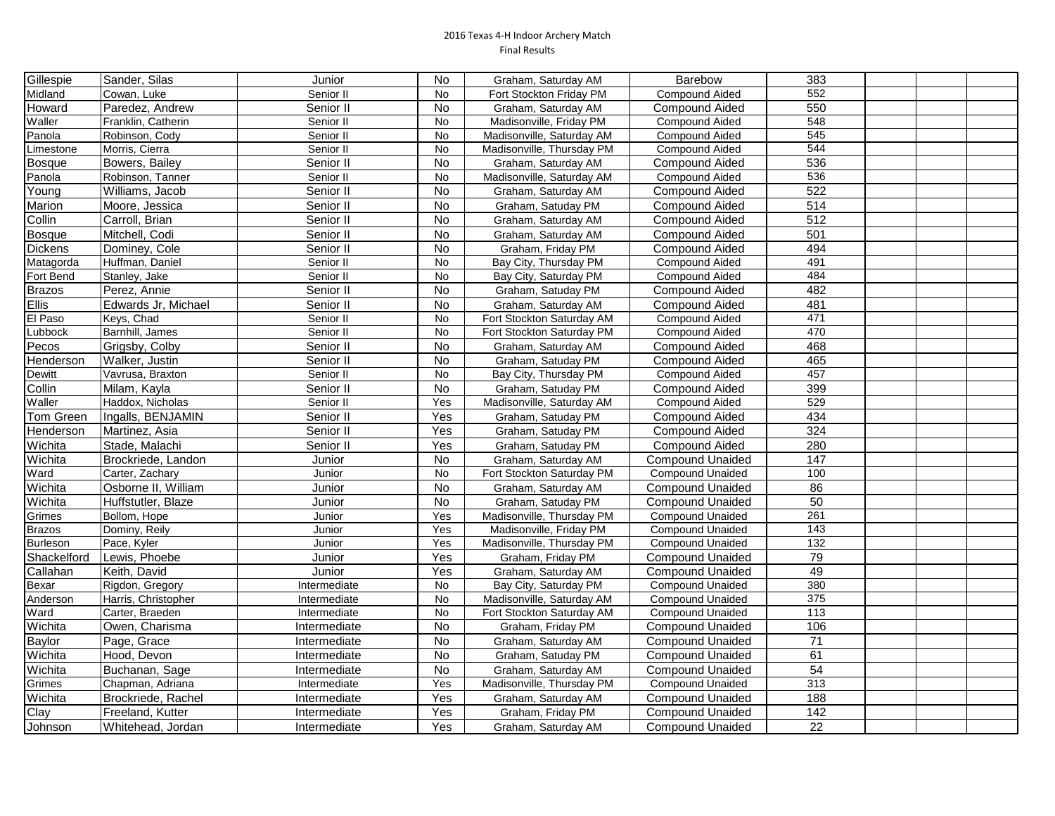2016 Texas 4-H Indoor Archery Match

Final Results

| | | | | | | | | | |
|---|---|---|---|---|---|---|---|---|---|
| Gillespie | Sander, Silas | Junior | No | Graham, Saturday AM | Barebow | 383 | | | |
| Midland | Cowan, Luke | Senior II | No | Fort Stockton Friday PM | Compound Aided | 552 | | | |
| Howard | Paredez, Andrew | Senior II | No | Graham, Saturday AM | Compound Aided | 550 | | | |
| Waller | Franklin, Catherin | Senior II | No | Madisonville, Friday PM | Compound Aided | 548 | | | |
| Panola | Robinson, Cody | Senior II | No | Madisonville, Saturday AM | Compound Aided | 545 | | | |
| Limestone | Morris, Cierra | Senior II | No | Madisonville, Thursday PM | Compound Aided | 544 | | | |
| Bosque | Bowers, Bailey | Senior II | No | Graham, Saturday AM | Compound Aided | 536 | | | |
| Panola | Robinson, Tanner | Senior II | No | Madisonville, Saturday AM | Compound Aided | 536 | | | |
| Young | Williams, Jacob | Senior II | No | Graham, Saturday AM | Compound Aided | 522 | | | |
| Marion | Moore, Jessica | Senior II | No | Graham, Satuday PM | Compound Aided | 514 | | | |
| Collin | Carroll, Brian | Senior II | No | Graham, Saturday AM | Compound Aided | 512 | | | |
| Bosque | Mitchell, Codi | Senior II | No | Graham, Saturday AM | Compound Aided | 501 | | | |
| Dickens | Dominey, Cole | Senior II | No | Graham, Friday PM | Compound Aided | 494 | | | |
| Matagorda | Huffman, Daniel | Senior II | No | Bay City, Thursday PM | Compound Aided | 491 | | | |
| Fort Bend | Stanley, Jake | Senior II | No | Bay City, Saturday PM | Compound Aided | 484 | | | |
| Brazos | Perez, Annie | Senior II | No | Graham, Satuday PM | Compound Aided | 482 | | | |
| Ellis | Edwards Jr, Michael | Senior II | No | Graham, Saturday AM | Compound Aided | 481 | | | |
| El Paso | Keys, Chad | Senior II | No | Fort Stockton Saturday AM | Compound Aided | 471 | | | |
| Lubbock | Barnhill, James | Senior II | No | Fort Stockton Saturday PM | Compound Aided | 470 | | | |
| Pecos | Grigsby, Colby | Senior II | No | Graham, Saturday AM | Compound Aided | 468 | | | |
| Henderson | Walker, Justin | Senior II | No | Graham, Satuday PM | Compound Aided | 465 | | | |
| Dewitt | Vavrusa, Braxton | Senior II | No | Bay City, Thursday PM | Compound Aided | 457 | | | |
| Collin | Milam, Kayla | Senior II | No | Graham, Satuday PM | Compound Aided | 399 | | | |
| Waller | Haddox, Nicholas | Senior II | Yes | Madisonville, Saturday AM | Compound Aided | 529 | | | |
| Tom Green | Ingalls, BENJAMIN | Senior II | Yes | Graham, Satuday PM | Compound Aided | 434 | | | |
| Henderson | Martinez, Asia | Senior II | Yes | Graham, Satuday PM | Compound Aided | 324 | | | |
| Wichita | Stade, Malachi | Senior II | Yes | Graham, Satuday PM | Compound Aided | 280 | | | |
| Wichita | Brockriede, Landon | Junior | No | Graham, Saturday AM | Compound Unaided | 147 | | | |
| Ward | Carter, Zachary | Junior | No | Fort Stockton Saturday PM | Compound Unaided | 100 | | | |
| Wichita | Osborne II, William | Junior | No | Graham, Saturday AM | Compound Unaided | 86 | | | |
| Wichita | Huffstutler, Blaze | Junior | No | Graham, Satuday PM | Compound Unaided | 50 | | | |
| Grimes | Bollom, Hope | Junior | Yes | Madisonville, Thursday PM | Compound Unaided | 261 | | | |
| Brazos | Dominy, Reily | Junior | Yes | Madisonville, Friday PM | Compound Unaided | 143 | | | |
| Burleson | Pace, Kyler | Junior | Yes | Madisonville, Thursday PM | Compound Unaided | 132 | | | |
| Shackelford | Lewis, Phoebe | Junior | Yes | Graham, Friday PM | Compound Unaided | 79 | | | |
| Callahan | Keith, David | Junior | Yes | Graham, Saturday AM | Compound Unaided | 49 | | | |
| Bexar | Rigdon, Gregory | Intermediate | No | Bay City, Saturday PM | Compound Unaided | 380 | | | |
| Anderson | Harris, Christopher | Intermediate | No | Madisonville, Saturday AM | Compound Unaided | 375 | | | |
| Ward | Carter, Braeden | Intermediate | No | Fort Stockton Saturday AM | Compound Unaided | 113 | | | |
| Wichita | Owen, Charisma | Intermediate | No | Graham, Friday PM | Compound Unaided | 106 | | | |
| Baylor | Page, Grace | Intermediate | No | Graham, Saturday AM | Compound Unaided | 71 | | | |
| Wichita | Hood, Devon | Intermediate | No | Graham, Satuday PM | Compound Unaided | 61 | | | |
| Wichita | Buchanan, Sage | Intermediate | No | Graham, Saturday AM | Compound Unaided | 54 | | | |
| Grimes | Chapman, Adriana | Intermediate | Yes | Madisonville, Thursday PM | Compound Unaided | 313 | | | |
| Wichita | Brockriede, Rachel | Intermediate | Yes | Graham, Saturday AM | Compound Unaided | 188 | | | |
| Clay | Freeland, Kutter | Intermediate | Yes | Graham, Friday PM | Compound Unaided | 142 | | | |
| Johnson | Whitehead, Jordan | Intermediate | Yes | Graham, Saturday AM | Compound Unaided | 22 | | | |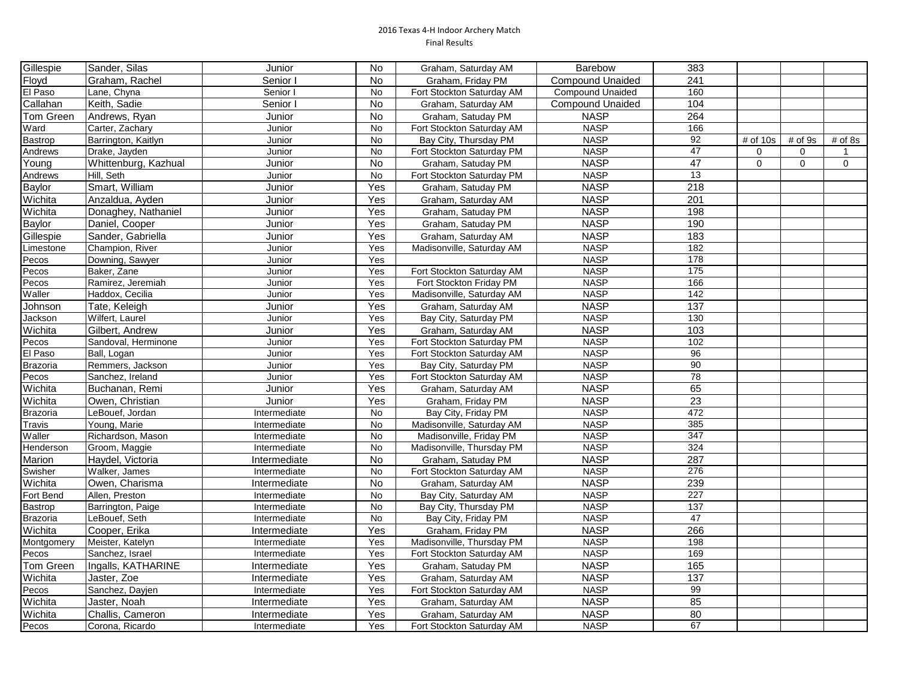2016 Texas 4-H Indoor Archery Match
Final Results

| | | | | | | | | | |
|---|---|---|---|---|---|---|---|---|---|
| Gillespie | Sander, Silas | Junior | No | Graham, Saturday AM | Barebow | 383 | | | |
| Floyd | Graham, Rachel | Senior I | No | Graham, Friday PM | Compound Unaided | 241 | | | |
| El Paso | Lane, Chyna | Senior I | No | Fort Stockton Saturday AM | Compound Unaided | 160 | | | |
| Callahan | Keith, Sadie | Senior I | No | Graham, Saturday AM | Compound Unaided | 104 | | | |
| Tom Green | Andrews, Ryan | Junior | No | Graham, Satuday PM | NASP | 264 | | | |
| Ward | Carter, Zachary | Junior | No | Fort Stockton Saturday AM | NASP | 166 | | | |
| Bastrop | Barrington, Kaitlyn | Junior | No | Bay City, Thursday PM | NASP | 92 | # of 10s | # of 9s | # of 8s |
| Andrews | Drake, Jayden | Junior | No | Fort Stockton Saturday PM | NASP | 47 | 0 | 0 | 1 |
| Young | Whittenburg, Kazhual | Junior | No | Graham, Satuday PM | NASP | 47 | 0 | 0 | 0 |
| Andrews | Hill, Seth | Junior | No | Fort Stockton Saturday PM | NASP | 13 | | | |
| Baylor | Smart, William | Junior | Yes | Graham, Satuday PM | NASP | 218 | | | |
| Wichita | Anzaldua, Ayden | Junior | Yes | Graham, Saturday AM | NASP | 201 | | | |
| Wichita | Donaghey, Nathaniel | Junior | Yes | Graham, Satuday PM | NASP | 198 | | | |
| Baylor | Daniel, Cooper | Junior | Yes | Graham, Satuday PM | NASP | 190 | | | |
| Gillespie | Sander, Gabriella | Junior | Yes | Graham, Saturday AM | NASP | 183 | | | |
| Limestone | Champion, River | Junior | Yes | Madisonville, Saturday AM | NASP | 182 | | | |
| Pecos | Downing, Sawyer | Junior | Yes | | NASP | 178 | | | |
| Pecos | Baker, Zane | Junior | Yes | Fort Stockton Saturday AM | NASP | 175 | | | |
| Pecos | Ramirez, Jeremiah | Junior | Yes | Fort Stockton Friday PM | NASP | 166 | | | |
| Waller | Haddox, Cecilia | Junior | Yes | Madisonville, Saturday AM | NASP | 142 | | | |
| Johnson | Tate, Keleigh | Junior | Yes | Graham, Saturday AM | NASP | 137 | | | |
| Jackson | Wilfert, Laurel | Junior | Yes | Bay City, Saturday PM | NASP | 130 | | | |
| Wichita | Gilbert, Andrew | Junior | Yes | Graham, Saturday AM | NASP | 103 | | | |
| Pecos | Sandoval, Herminone | Junior | Yes | Fort Stockton Saturday PM | NASP | 102 | | | |
| El Paso | Ball, Logan | Junior | Yes | Fort Stockton Saturday AM | NASP | 96 | | | |
| Brazoria | Remmers, Jackson | Junior | Yes | Bay City, Saturday PM | NASP | 90 | | | |
| Pecos | Sanchez, Ireland | Junior | Yes | Fort Stockton Saturday AM | NASP | 78 | | | |
| Wichita | Buchanan, Remi | Junior | Yes | Graham, Saturday AM | NASP | 65 | | | |
| Wichita | Owen, Christian | Junior | Yes | Graham, Friday PM | NASP | 23 | | | |
| Brazoria | LeBouef, Jordan | Intermediate | No | Bay City, Friday PM | NASP | 472 | | | |
| Travis | Young, Marie | Intermediate | No | Madisonville, Saturday AM | NASP | 385 | | | |
| Waller | Richardson, Mason | Intermediate | No | Madisonville, Friday PM | NASP | 347 | | | |
| Henderson | Groom, Maggie | Intermediate | No | Madisonville, Thursday PM | NASP | 324 | | | |
| Marion | Haydel, Victoria | Intermediate | No | Graham, Satuday PM | NASP | 287 | | | |
| Swisher | Walker, James | Intermediate | No | Fort Stockton Saturday AM | NASP | 276 | | | |
| Wichita | Owen, Charisma | Intermediate | No | Graham, Saturday AM | NASP | 239 | | | |
| Fort Bend | Allen, Preston | Intermediate | No | Bay City, Saturday AM | NASP | 227 | | | |
| Bastrop | Barrington, Paige | Intermediate | No | Bay City, Thursday PM | NASP | 137 | | | |
| Brazoria | LeBouef, Seth | Intermediate | No | Bay City, Friday PM | NASP | 47 | | | |
| Wichita | Cooper, Erika | Intermediate | Yes | Graham, Friday PM | NASP | 266 | | | |
| Montgomery | Meister, Katelyn | Intermediate | Yes | Madisonville, Thursday PM | NASP | 198 | | | |
| Pecos | Sanchez, Israel | Intermediate | Yes | Fort Stockton Saturday AM | NASP | 169 | | | |
| Tom Green | Ingalls, KATHARINE | Intermediate | Yes | Graham, Satuday PM | NASP | 165 | | | |
| Wichita | Jaster, Zoe | Intermediate | Yes | Graham, Saturday AM | NASP | 137 | | | |
| Pecos | Sanchez, Dayjen | Intermediate | Yes | Fort Stockton Saturday AM | NASP | 99 | | | |
| Wichita | Jaster, Noah | Intermediate | Yes | Graham, Saturday AM | NASP | 85 | | | |
| Wichita | Challis, Cameron | Intermediate | Yes | Graham, Saturday AM | NASP | 80 | | | |
| Pecos | Corona, Ricardo | Intermediate | Yes | Fort Stockton Saturday AM | NASP | 67 | | | |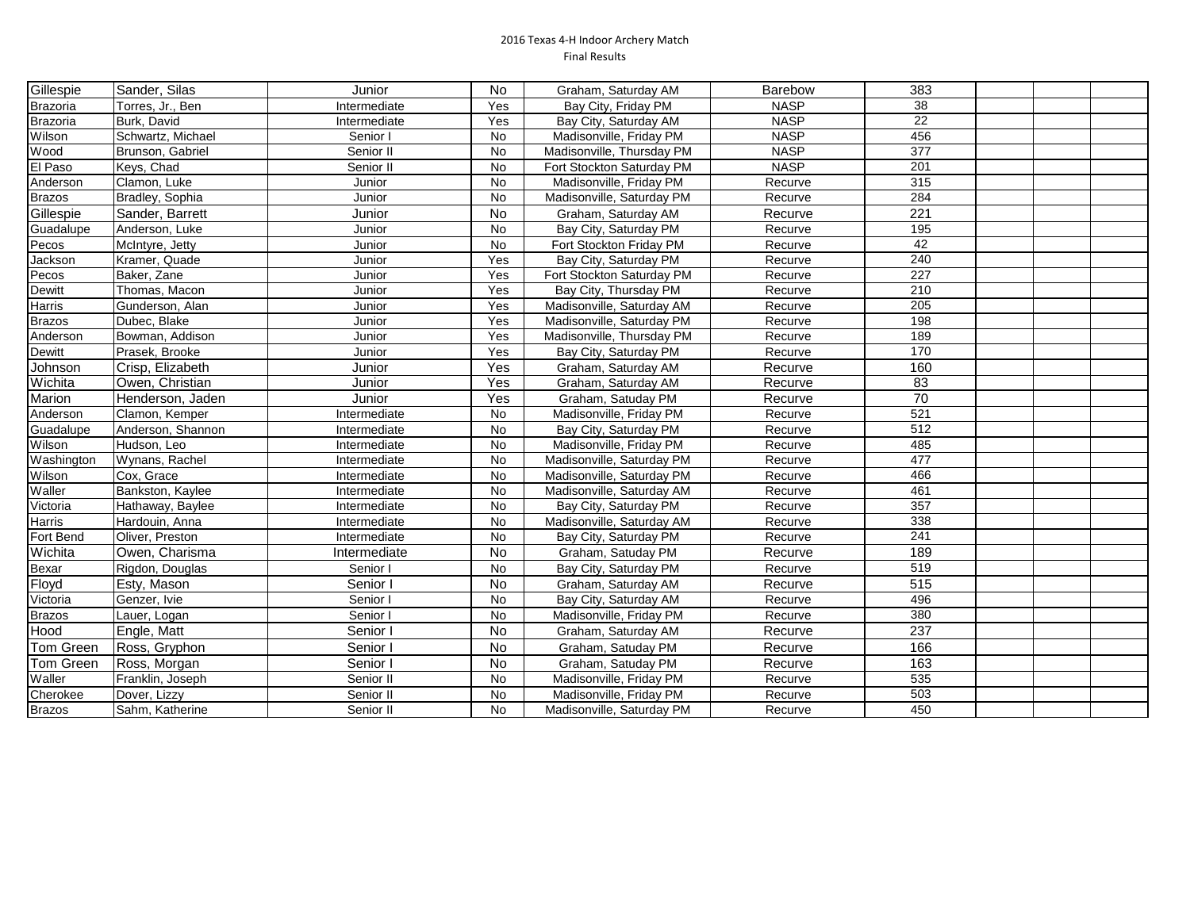2016 Texas 4-H Indoor Archery Match

Final Results

| | | | | | | | | | |
|---|---|---|---|---|---|---|---|---|---|
| Gillespie | Sander, Silas | Junior | No | Graham, Saturday AM | Barebow | 383 | | | |
| Brazoria | Torres, Jr., Ben | Intermediate | Yes | Bay City, Friday PM | NASP | 38 | | | |
| Brazoria | Burk, David | Intermediate | Yes | Bay City, Saturday AM | NASP | 22 | | | |
| Wilson | Schwartz, Michael | Senior I | No | Madisonville, Friday PM | NASP | 456 | | | |
| Wood | Brunson, Gabriel | Senior II | No | Madisonville, Thursday PM | NASP | 377 | | | |
| El Paso | Keys, Chad | Senior II | No | Fort Stockton Saturday PM | NASP | 201 | | | |
| Anderson | Clamon, Luke | Junior | No | Madisonville, Friday PM | Recurve | 315 | | | |
| Brazos | Bradley, Sophia | Junior | No | Madisonville, Saturday PM | Recurve | 284 | | | |
| Gillespie | Sander, Barrett | Junior | No | Graham, Saturday AM | Recurve | 221 | | | |
| Guadalupe | Anderson, Luke | Junior | No | Bay City, Saturday PM | Recurve | 195 | | | |
| Pecos | McIntyre, Jetty | Junior | No | Fort Stockton Friday PM | Recurve | 42 | | | |
| Jackson | Kramer, Quade | Junior | Yes | Bay City, Saturday PM | Recurve | 240 | | | |
| Pecos | Baker, Zane | Junior | Yes | Fort Stockton Saturday PM | Recurve | 227 | | | |
| Dewitt | Thomas, Macon | Junior | Yes | Bay City, Thursday PM | Recurve | 210 | | | |
| Harris | Gunderson, Alan | Junior | Yes | Madisonville, Saturday AM | Recurve | 205 | | | |
| Brazos | Dubec, Blake | Junior | Yes | Madisonville, Saturday PM | Recurve | 198 | | | |
| Anderson | Bowman, Addison | Junior | Yes | Madisonville, Thursday PM | Recurve | 189 | | | |
| Dewitt | Prasek, Brooke | Junior | Yes | Bay City, Saturday PM | Recurve | 170 | | | |
| Johnson | Crisp, Elizabeth | Junior | Yes | Graham, Saturday AM | Recurve | 160 | | | |
| Wichita | Owen, Christian | Junior | Yes | Graham, Saturday AM | Recurve | 83 | | | |
| Marion | Henderson, Jaden | Junior | Yes | Graham, Satuday PM | Recurve | 70 | | | |
| Anderson | Clamon, Kemper | Intermediate | No | Madisonville, Friday PM | Recurve | 521 | | | |
| Guadalupe | Anderson, Shannon | Intermediate | No | Bay City, Saturday PM | Recurve | 512 | | | |
| Wilson | Hudson, Leo | Intermediate | No | Madisonville, Friday PM | Recurve | 485 | | | |
| Washington | Wynans, Rachel | Intermediate | No | Madisonville, Saturday PM | Recurve | 477 | | | |
| Wilson | Cox, Grace | Intermediate | No | Madisonville, Saturday PM | Recurve | 466 | | | |
| Waller | Bankston, Kaylee | Intermediate | No | Madisonville, Saturday AM | Recurve | 461 | | | |
| Victoria | Hathaway, Baylee | Intermediate | No | Bay City, Saturday PM | Recurve | 357 | | | |
| Harris | Hardouin, Anna | Intermediate | No | Madisonville, Saturday AM | Recurve | 338 | | | |
| Fort Bend | Oliver, Preston | Intermediate | No | Bay City, Saturday PM | Recurve | 241 | | | |
| Wichita | Owen, Charisma | Intermediate | No | Graham, Satuday PM | Recurve | 189 | | | |
| Bexar | Rigdon, Douglas | Senior I | No | Bay City, Saturday PM | Recurve | 519 | | | |
| Floyd | Esty, Mason | Senior I | No | Graham, Saturday AM | Recurve | 515 | | | |
| Victoria | Genzer, Ivie | Senior I | No | Bay City, Saturday AM | Recurve | 496 | | | |
| Brazos | Lauer, Logan | Senior I | No | Madisonville, Friday PM | Recurve | 380 | | | |
| Hood | Engle, Matt | Senior I | No | Graham, Saturday AM | Recurve | 237 | | | |
| Tom Green | Ross, Gryphon | Senior I | No | Graham, Satuday PM | Recurve | 166 | | | |
| Tom Green | Ross, Morgan | Senior I | No | Graham, Satuday PM | Recurve | 163 | | | |
| Waller | Franklin, Joseph | Senior II | No | Madisonville, Friday PM | Recurve | 535 | | | |
| Cherokee | Dover, Lizzy | Senior II | No | Madisonville, Friday PM | Recurve | 503 | | | |
| Brazos | Sahm, Katherine | Senior II | No | Madisonville, Saturday PM | Recurve | 450 | | | |